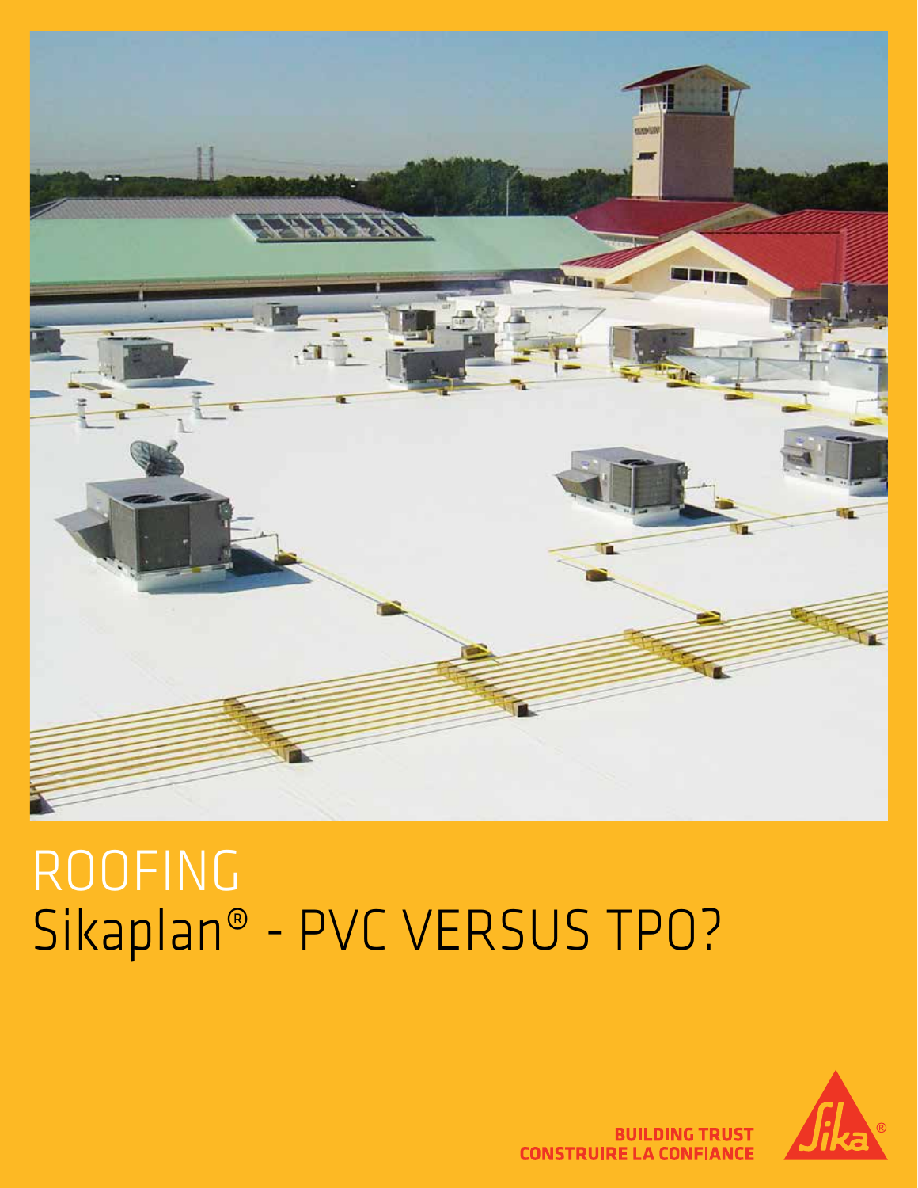# ROOFING
# Sikaplan® - PVC VERSUS TPO?

**BUILDING TRUST**
**CONSTRUIRE LA CONFIANCE**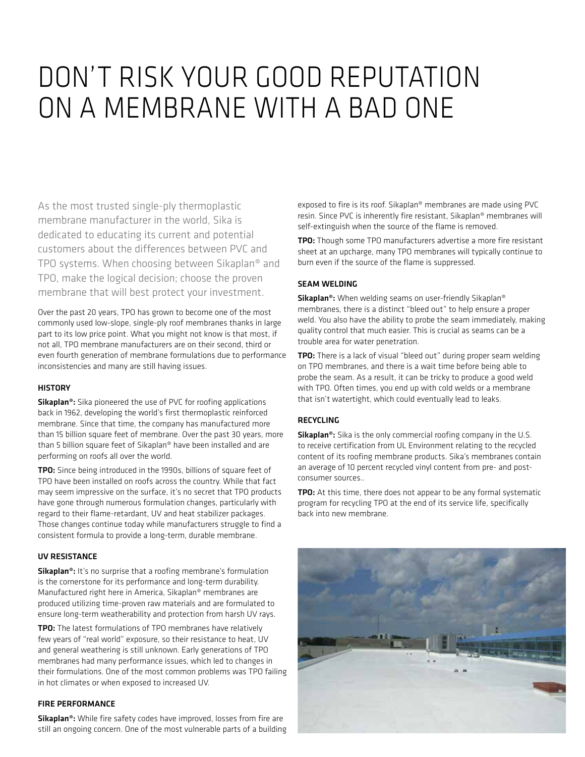# DON'T RISK YOUR GOOD REPUTATION ON A MEMBRANE WITH A BAD ONE

As the most trusted single-ply thermoplastic membrane manufacturer in the world, Sika is dedicated to educating its current and potential customers about the differences between PVC and TPO systems. When choosing between Sikaplan® and TPO, make the logical decision; choose the proven membrane that will best protect your investment.

Over the past 20 years, TPO has grown to become one of the most commonly used low-slope, single-ply roof membranes thanks in large part to its low price point. What you might not know is that most, if not all, TPO membrane manufacturers are on their second, third or even fourth generation of membrane formulations due to performance inconsistencies and many are still having issues.

### HISTORY

**Sikaplan®:** Sika pioneered the use of PVC for roofing applications back in 1962, developing the world's first thermoplastic reinforced membrane. Since that time, the company has manufactured more than 15 billion square feet of membrane. Over the past 30 years, more than 5 billion square feet of Sikaplan® have been installed and are performing on roofs all over the world.

**TPO:** Since being introduced in the 1990s, billions of square feet of TPO have been installed on roofs across the country. While that fact may seem impressive on the surface, it's no secret that TPO products have gone through numerous formulation changes, particularly with regard to their flame-retardant, UV and heat stabilizer packages. Those changes continue today while manufacturers struggle to find a consistent formula to provide a long-term, durable membrane.

### UV RESISTANCE

**Sikaplan®:** It's no surprise that a roofing membrane's formulation is the cornerstone for its performance and long-term durability. Manufactured right here in America, Sikaplan® membranes are produced utilizing time-proven raw materials and are formulated to ensure long-term weatherability and protection from harsh UV rays.

**TPO:** The latest formulations of TPO membranes have relatively few years of "real world" exposure, so their resistance to heat, UV and general weathering is still unknown. Early generations of TPO membranes had many performance issues, which led to changes in their formulations. One of the most common problems was TPO failing in hot climates or when exposed to increased UV.

### FIRE PERFORMANCE

**Sikaplan®:** While fire safety codes have improved, losses from fire are still an ongoing concern. One of the most vulnerable parts of a building exposed to fire is its roof. Sikaplan® membranes are made using PVC resin. Since PVC is inherently fire resistant, Sikaplan® membranes will self-extinguish when the source of the flame is removed.

**TPO:** Though some TPO manufacturers advertise a more fire resistant sheet at an upcharge, many TPO membranes will typically continue to burn even if the source of the flame is suppressed.

### SEAM WELDING

**Sikaplan®:** When welding seams on user-friendly Sikaplan® membranes, there is a distinct "bleed out" to help ensure a proper weld. You also have the ability to probe the seam immediately, making quality control that much easier. This is crucial as seams can be a trouble area for water penetration.

**TPO:** There is a lack of visual "bleed out" during proper seam welding on TPO membranes, and there is a wait time before being able to probe the seam. As a result, it can be tricky to produce a good weld with TPO. Often times, you end up with cold welds or a membrane that isn't watertight, which could eventually lead to leaks.

### RECYCLING

**Sikaplan®:** Sika is the only commercial roofing company in the U.S. to receive certification from UL Environment relating to the recycled content of its roofing membrane products. Sika's membranes contain an average of 10 percent recycled vinyl content from pre- and post-consumer sources..

**TPO:** At this time, there does not appear to be any formal systematic program for recycling TPO at the end of its service life, specifically back into new membrane.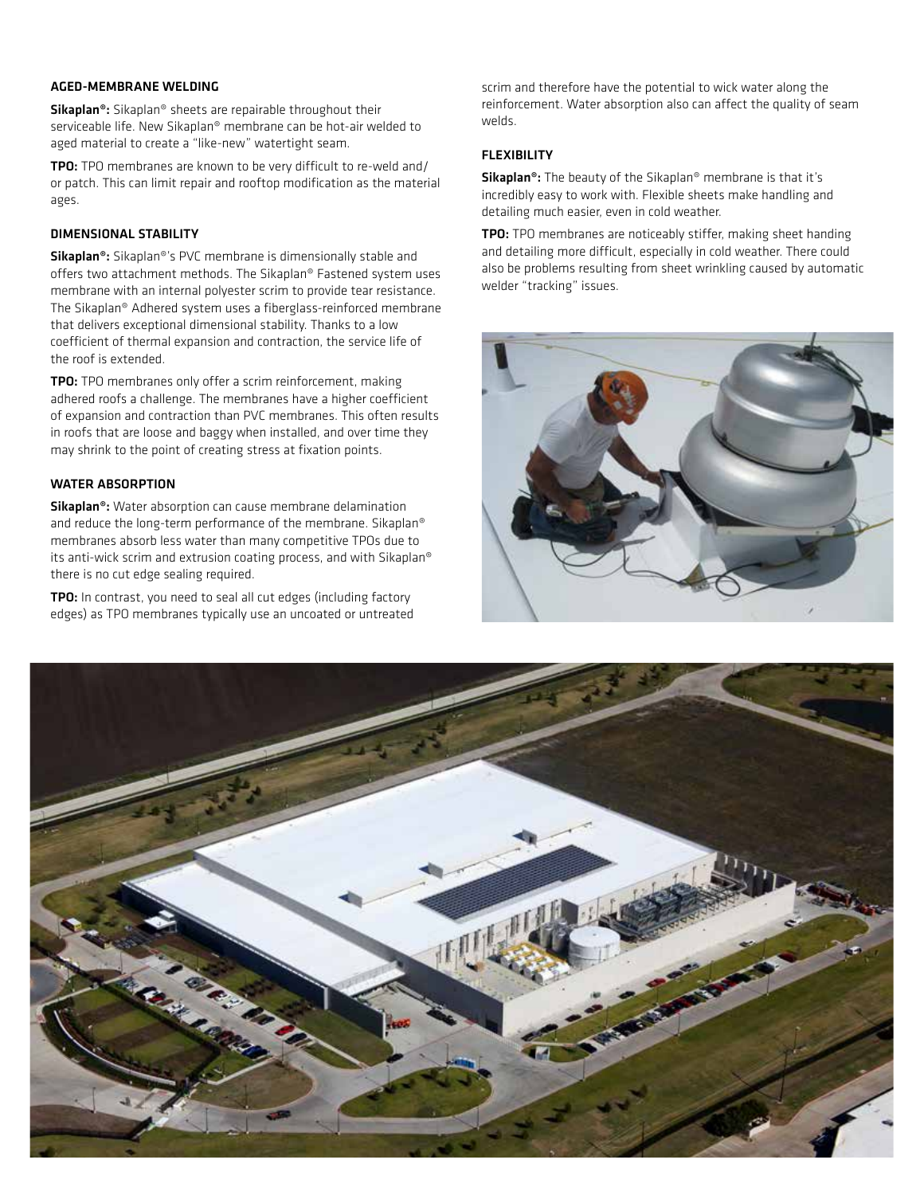### AGED-MEMBRANE WELDING

**Sikaplan®:** Sikaplan® sheets are repairable throughout their serviceable life. New Sikaplan® membrane can be hot-air welded to aged material to create a "like-new" watertight seam.

**TPO:** TPO membranes are known to be very difficult to re-weld and/or patch. This can limit repair and rooftop modification as the material ages.

### DIMENSIONAL STABILITY

**Sikaplan®:** Sikaplan®'s PVC membrane is dimensionally stable and offers two attachment methods. The Sikaplan® Fastened system uses membrane with an internal polyester scrim to provide tear resistance. The Sikaplan® Adhered system uses a fiberglass-reinforced membrane that delivers exceptional dimensional stability. Thanks to a low coefficient of thermal expansion and contraction, the service life of the roof is extended.

**TPO:** TPO membranes only offer a scrim reinforcement, making adhered roofs a challenge. The membranes have a higher coefficient of expansion and contraction than PVC membranes. This often results in roofs that are loose and baggy when installed, and over time they may shrink to the point of creating stress at fixation points.

### WATER ABSORPTION

**Sikaplan®:** Water absorption can cause membrane delamination and reduce the long-term performance of the membrane. Sikaplan® membranes absorb less water than many competitive TPOs due to its anti-wick scrim and extrusion coating process, and with Sikaplan® there is no cut edge sealing required.

**TPO:** In contrast, you need to seal all cut edges (including factory edges) as TPO membranes typically use an uncoated or untreated scrim and therefore have the potential to wick water along the reinforcement. Water absorption also can affect the quality of seam welds.

### FLEXIBILITY

**Sikaplan®:** The beauty of the Sikaplan® membrane is that it's incredibly easy to work with. Flexible sheets make handling and detailing much easier, even in cold weather.

**TPO:** TPO membranes are noticeably stiffer, making sheet handing and detailing more difficult, especially in cold weather. There could also be problems resulting from sheet wrinkling caused by automatic welder "tracking" issues.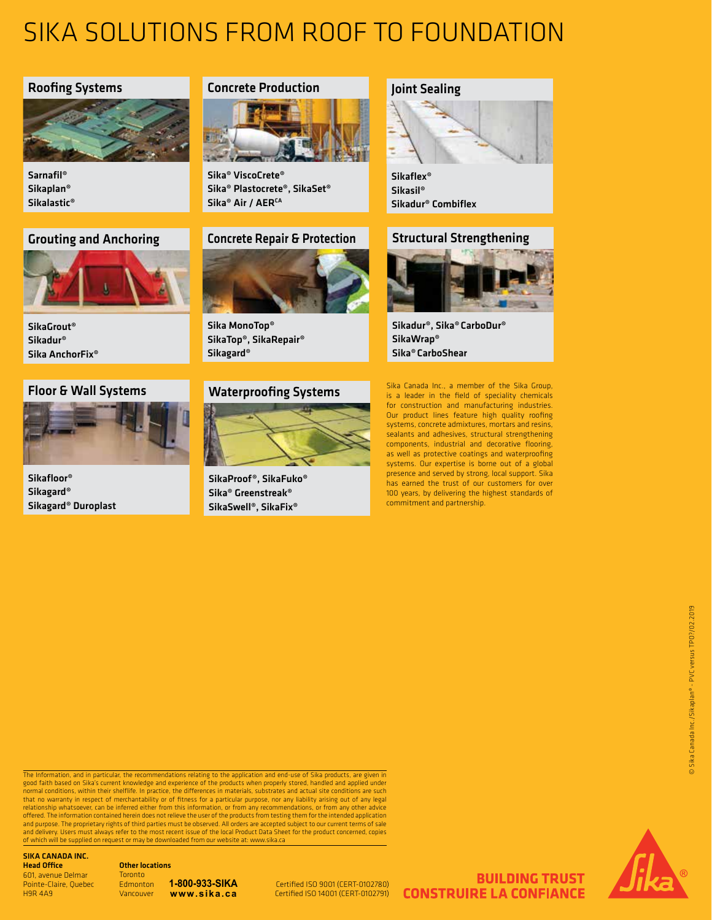# SIKA SOLUTIONS FROM ROOF TO FOUNDATION

## Roofing Systems

**Sarnafil®**
**Sikaplan®**
**Sikalastic®**

## Concrete Production

**Sika® ViscoCrete®**
**Sika® Plastocrete®, SikaSet®**
**Sika® Air / AER^CA^**

## Joint Sealing

**Sikaflex®**
**Sikasil®**
**Sikadur® Combiflex**

## Grouting and Anchoring

**SikaGrout®**
**Sikadur®**
**Sika AnchorFix®**

## Concrete Repair & Protection

**Sika MonoTop®**
**SikaTop®, SikaRepair®**
**Sikagard®**

## Structural Strengthening

**Sikadur®, Sika® CarboDur®**
**SikaWrap®**
**Sika® CarboShear**

## Floor & Wall Systems

**Sikafloor®**
**Sikagard®**
**Sikagard® Duroplast**

## Waterproofing Systems

**SikaProof®, SikaFuko®**
**Sika® Greenstreak®**
**SikaSwell®, SikaFix®**

Sika Canada Inc., a member of the Sika Group, is a leader in the field of speciality chemicals for construction and manufacturing industries. Our product lines feature high quality roofing systems, concrete admixtures, mortars and resins, sealants and adhesives, structural strengthening components, industrial and decorative flooring, as well as protective coatings and waterproofing systems. Our expertise is borne out of a global presence and served by strong, local support. Sika has earned the trust of our customers for over 100 years, by delivering the highest standards of commitment and partnership.

© Sika Canada Inc./Sikaplan® - PVC versus TPO?/02.2019

The Information, and in particular, the recommendations relating to the application and end-use of Sika products, are given in good faith based on Sika's current knowledge and experience of the products when properly stored, handled and applied under normal conditions, within their shelflife. In practice, the differences in materials, substrates and actual site conditions are such that no warranty in respect of merchantability or of fitness for a particular purpose, nor any liability arising out of any legal relationship whatsoever, can be inferred either from this information, or from any recommendations, or from any other advice offered. The information contained herein does not relieve the user of the products from testing them for the intended application and purpose. The proprietary rights of third parties must be observed. All orders are accepted subject to our current terms of sale and delivery. Users must always refer to the most recent issue of the local Product Data Sheet for the product concerned, copies of which will be supplied on request or may be downloaded from our website at: www.sika.ca

**SIKA CANADA INC.**
**Head Office**
601, avenue Delmar
Pointe-Claire, Quebec
H9R 4A9

**Other locations**
Toronto
Edmonton
Vancouver

**1-800-933-SIKA**
**www.sika.ca**

Certified ISO 9001 (CERT-0102780)
Certified ISO 14001 (CERT-0102791)

**BUILDING TRUST**
**CONSTRUIRE LA CONFIANCE**